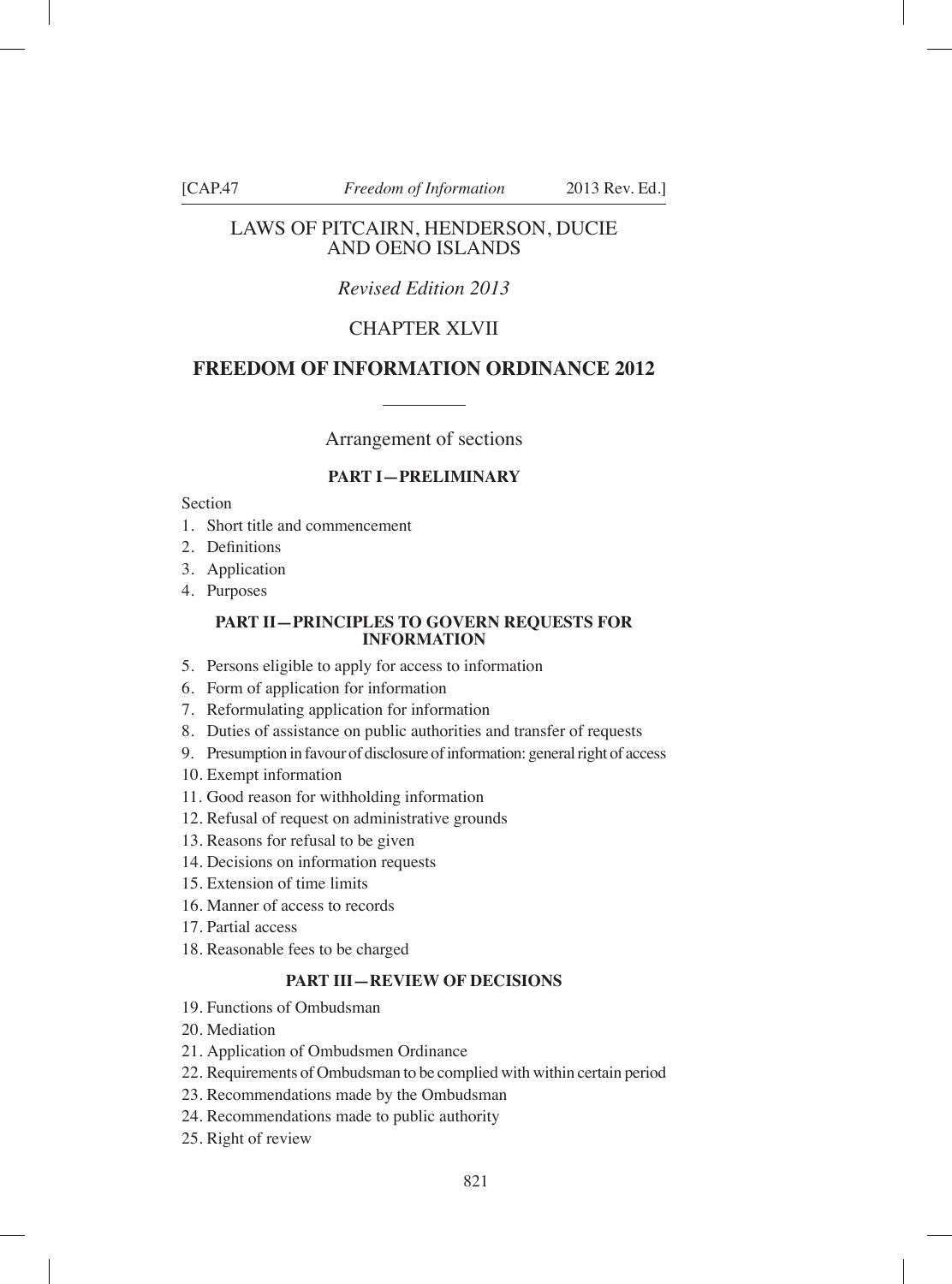# LAWS OF PITCAIRN, HENDERSON, DUCIE AND OENO ISLANDS

*Revised Edition 2013*

## CHAPTER XLVII

## FREEDOM OF INFORMATION ORDINANCE 2012

Arrangement of sections

### PART I—PRELIMINARY

Section

1. Short title and commencement
2. Definitions
3. Application
4. Purposes

### PART II—PRINCIPLES TO GOVERN REQUESTS FOR INFORMATION

5. Persons eligible to apply for access to information
6. Form of application for information
7. Reformulating application for information
8. Duties of assistance on public authorities and transfer of requests
9. Presumption in favour of disclosure of information: general right of access
10. Exempt information
11. Good reason for withholding information
12. Refusal of request on administrative grounds
13. Reasons for refusal to be given
14. Decisions on information requests
15. Extension of time limits
16. Manner of access to records
17. Partial access
18. Reasonable fees to be charged

### PART III—REVIEW OF DECISIONS

19. Functions of Ombudsman
20. Mediation
21. Application of Ombudsmen Ordinance
22. Requirements of Ombudsman to be complied with within certain period
23. Recommendations made by the Ombudsman
24. Recommendations made to public authority
25. Right of review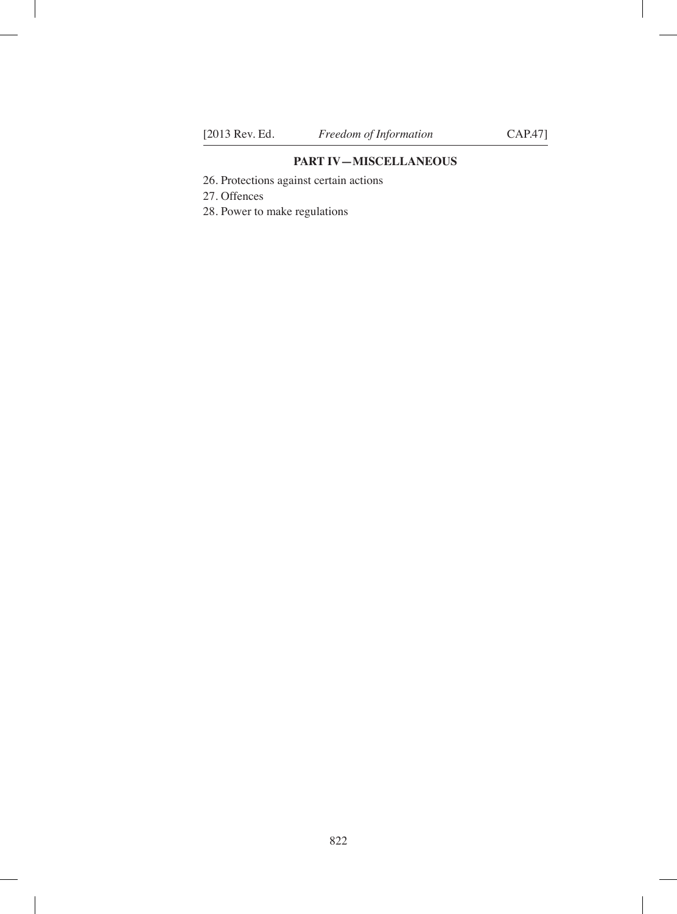**PART IV—MISCELLANEOUS**

26. Protections against certain actions

27. Offences

28. Power to make regulations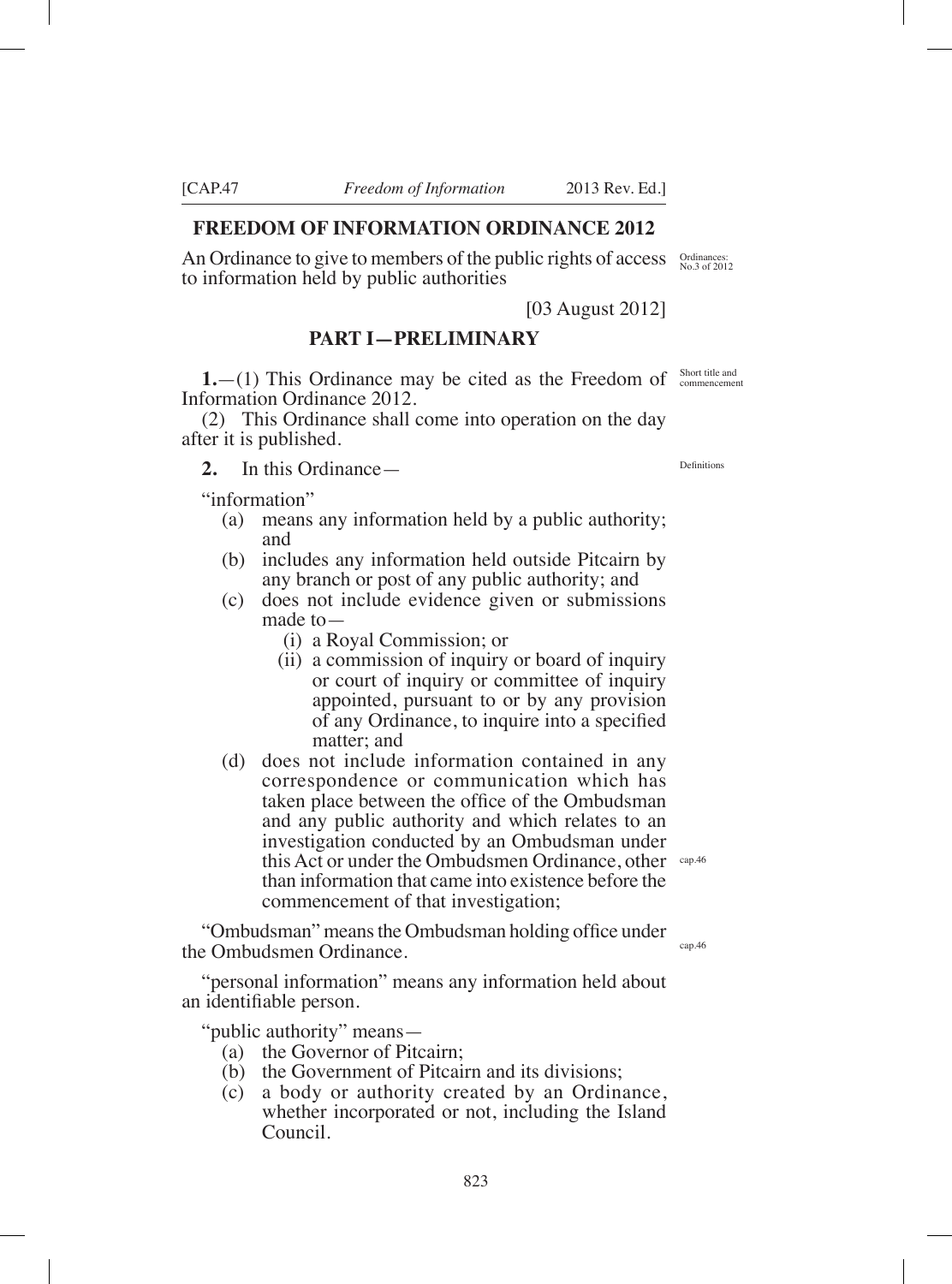## FREEDOM OF INFORMATION ORDINANCE 2012

An Ordinance to give to members of the public rights of access to information held by public authorities

Ordinances: No.3 of 2012

[03 August 2012]

### PART I—PRELIMINARY

Short title and commencement

**1.**—(1) This Ordinance may be cited as the Freedom of Information Ordinance 2012.

(2) This Ordinance shall come into operation on the day after it is published.

Definitions

**2.** In this Ordinance—

"information"

- (a) means any information held by a public authority; and
- (b) includes any information held outside Pitcairn by any branch or post of any public authority; and
- (c) does not include evidence given or submissions made to—
  - (i) a Royal Commission; or
  - (ii) a commission of inquiry or board of inquiry or court of inquiry or committee of inquiry appointed, pursuant to or by any provision of any Ordinance, to inquire into a specified matter; and
- (d) does not include information contained in any correspondence or communication which has taken place between the office of the Ombudsman and any public authority and which relates to an investigation conducted by an Ombudsman under this Act or under the Ombudsmen Ordinance, other than information that came into existence before the commencement of that investigation;

cap.46

"Ombudsman" means the Ombudsman holding office under the Ombudsmen Ordinance.

cap.46

"personal information" means any information held about an identifiable person.

"public authority" means—

- (a) the Governor of Pitcairn;
- (b) the Government of Pitcairn and its divisions;
- (c) a body or authority created by an Ordinance, whether incorporated or not, including the Island Council.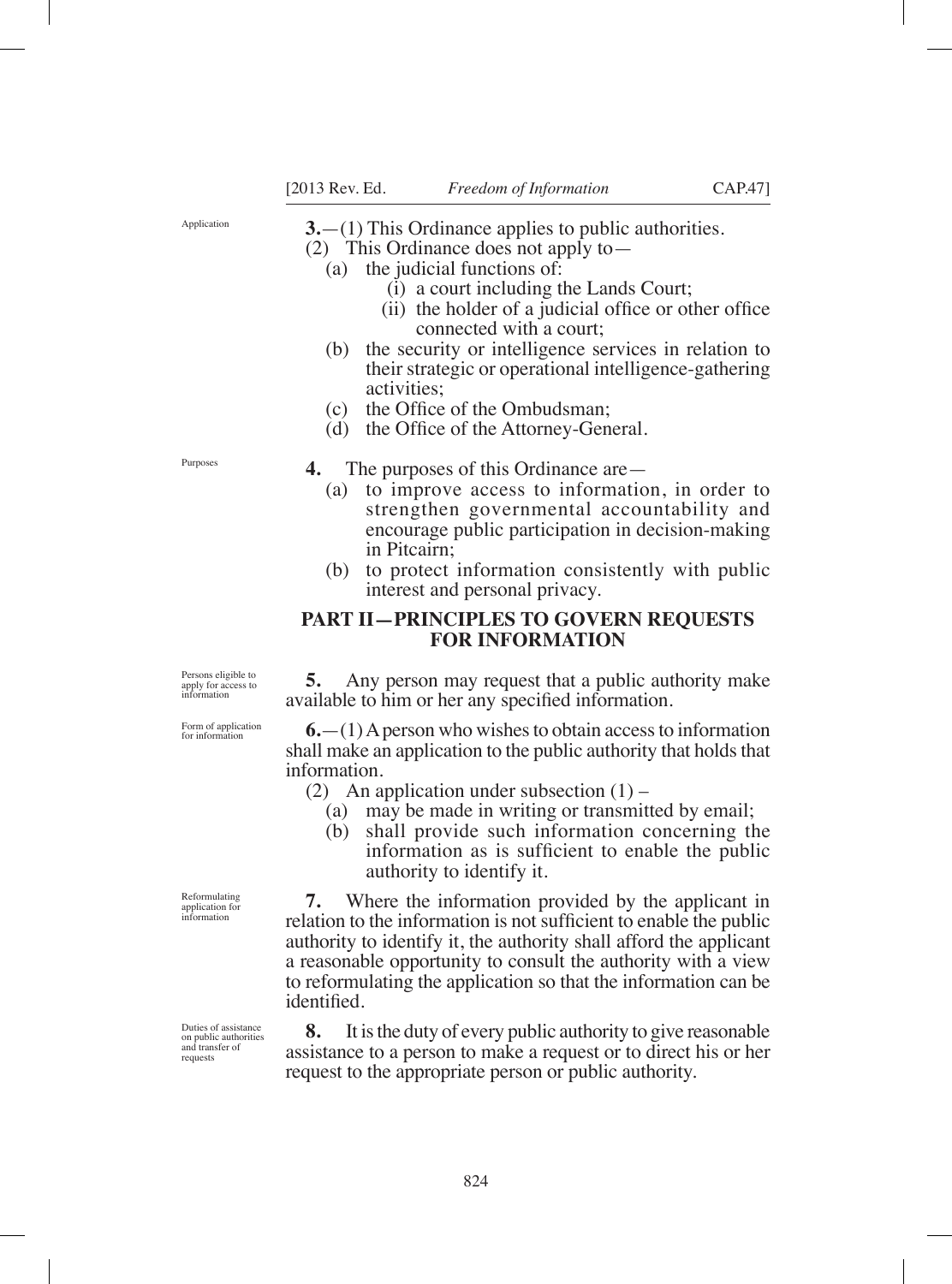**3.**—(1) This Ordinance applies to public authorities.

(2) This Ordinance does not apply to—

(a) the judicial functions of:

(i) a court including the Lands Court;

(ii) the holder of a judicial office or other office connected with a court;

(b) the security or intelligence services in relation to their strategic or operational intelligence-gathering activities;

(c) the Office of the Ombudsman;

(d) the Office of the Attorney-General.

**4.** The purposes of this Ordinance are—

(a) to improve access to information, in order to strengthen governmental accountability and encourage public participation in decision-making in Pitcairn;

(b) to protect information consistently with public interest and personal privacy.

## PART II—PRINCIPLES TO GOVERN REQUESTS FOR INFORMATION

**5.** Any person may request that a public authority make available to him or her any specified information.

**6.**—(1) A person who wishes to obtain access to information shall make an application to the public authority that holds that information.

(2) An application under subsection (1) –

(a) may be made in writing or transmitted by email;

(b) shall provide such information concerning the information as is sufficient to enable the public authority to identify it.

**7.** Where the information provided by the applicant in relation to the information is not sufficient to enable the public authority to identify it, the authority shall afford the applicant a reasonable opportunity to consult the authority with a view to reformulating the application so that the information can be identified.

**8.** It is the duty of every public authority to give reasonable assistance to a person to make a request or to direct his or her request to the appropriate person or public authority.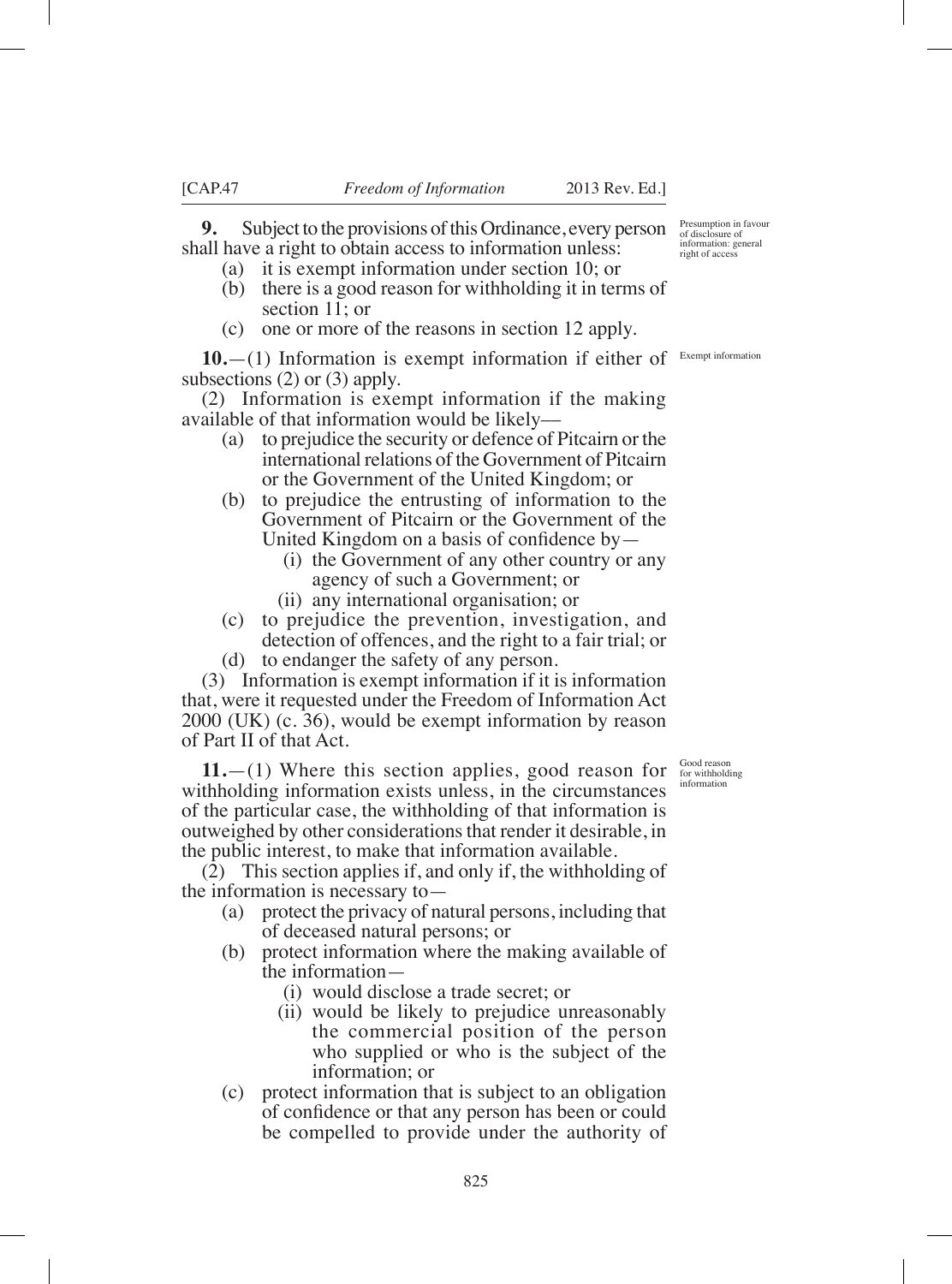**9.** Subject to the provisions of this Ordinance, every person shall have a right to obtain access to information unless:

Presumption in favour of disclosure of information: general right of access

(a) it is exempt information under section 10; or
(b) there is a good reason for withholding it in terms of section 11; or
(c) one or more of the reasons in section 12 apply.

**10.**—(1) Information is exempt information if either of subsections (2) or (3) apply.

Exempt information

(2) Information is exempt information if the making available of that information would be likely—

(a) to prejudice the security or defence of Pitcairn or the international relations of the Government of Pitcairn or the Government of the United Kingdom; or
(b) to prejudice the entrusting of information to the Government of Pitcairn or the Government of the United Kingdom on a basis of confidence by—
   (i) the Government of any other country or any agency of such a Government; or
   (ii) any international organisation; or
(c) to prejudice the prevention, investigation, and detection of offences, and the right to a fair trial; or
(d) to endanger the safety of any person.

(3) Information is exempt information if it is information that, were it requested under the Freedom of Information Act 2000 (UK) (c. 36), would be exempt information by reason of Part II of that Act.

**11.**—(1) Where this section applies, good reason for withholding information exists unless, in the circumstances of the particular case, the withholding of that information is outweighed by other considerations that render it desirable, in the public interest, to make that information available.

Good reason for withholding information

(2) This section applies if, and only if, the withholding of the information is necessary to—

(a) protect the privacy of natural persons, including that of deceased natural persons; or
(b) protect information where the making available of the information—
   (i) would disclose a trade secret; or
   (ii) would be likely to prejudice unreasonably the commercial position of the person who supplied or who is the subject of the information; or
(c) protect information that is subject to an obligation of confidence or that any person has been or could be compelled to provide under the authority of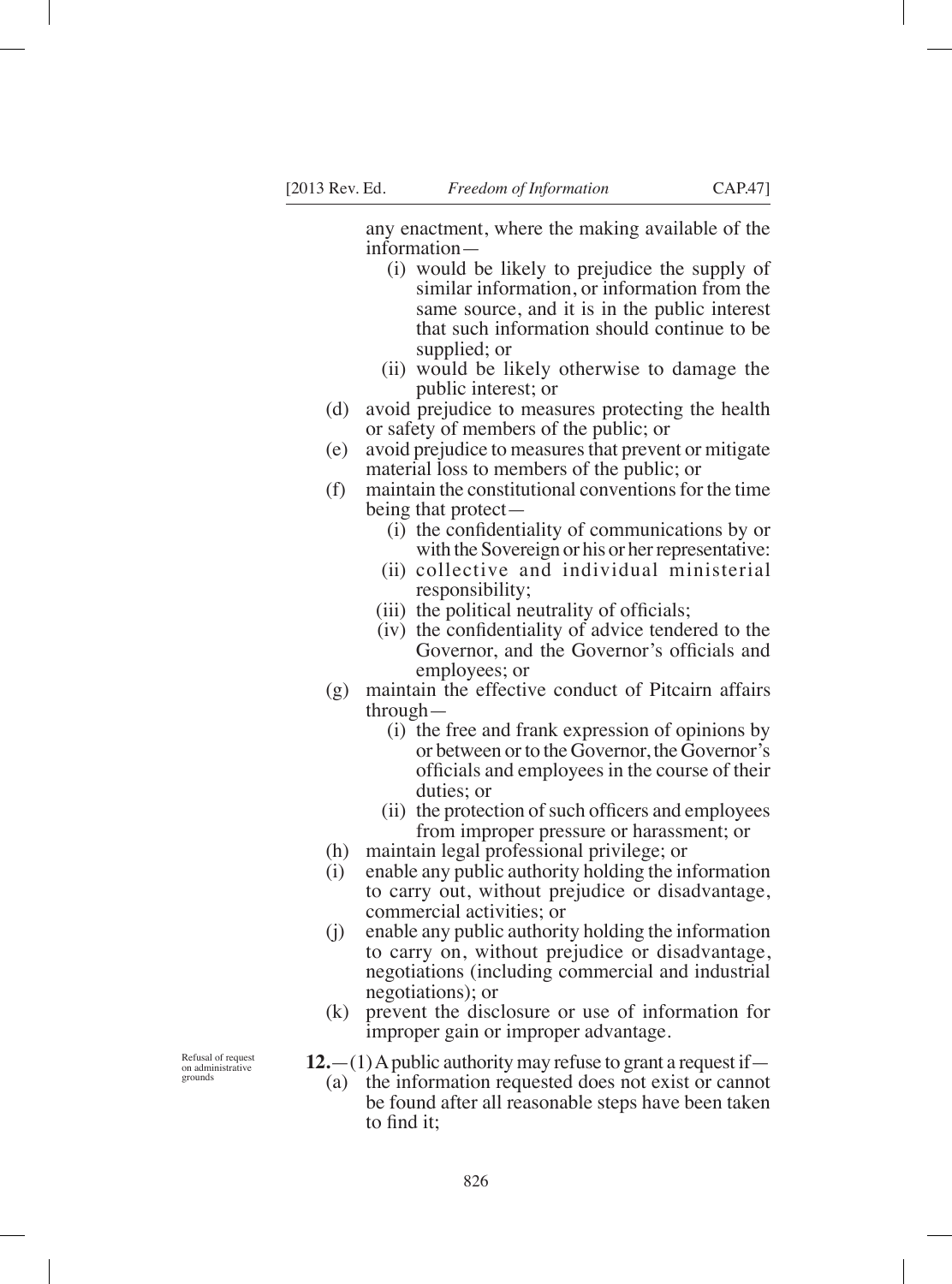any enactment, where the making available of the information—

(i) would be likely to prejudice the supply of similar information, or information from the same source, and it is in the public interest that such information should continue to be supplied; or

(ii) would be likely otherwise to damage the public interest; or

(d) avoid prejudice to measures protecting the health or safety of members of the public; or

(e) avoid prejudice to measures that prevent or mitigate material loss to members of the public; or

(f) maintain the constitutional conventions for the time being that protect—

(i) the confidentiality of communications by or with the Sovereign or his or her representative:

(ii) collective and individual ministerial responsibility;

(iii) the political neutrality of officials;

(iv) the confidentiality of advice tendered to the Governor, and the Governor's officials and employees; or

(g) maintain the effective conduct of Pitcairn affairs through—

(i) the free and frank expression of opinions by or between or to the Governor, the Governor's officials and employees in the course of their duties; or

(ii) the protection of such officers and employees from improper pressure or harassment; or

(h) maintain legal professional privilege; or

(i) enable any public authority holding the information to carry out, without prejudice or disadvantage, commercial activities; or

(j) enable any public authority holding the information to carry on, without prejudice or disadvantage, negotiations (including commercial and industrial negotiations); or

(k) prevent the disclosure or use of information for improper gain or improper advantage.

*Refusal of request on administrative grounds*

**12.**—(1) A public authority may refuse to grant a request if—

(a) the information requested does not exist or cannot be found after all reasonable steps have been taken to find it;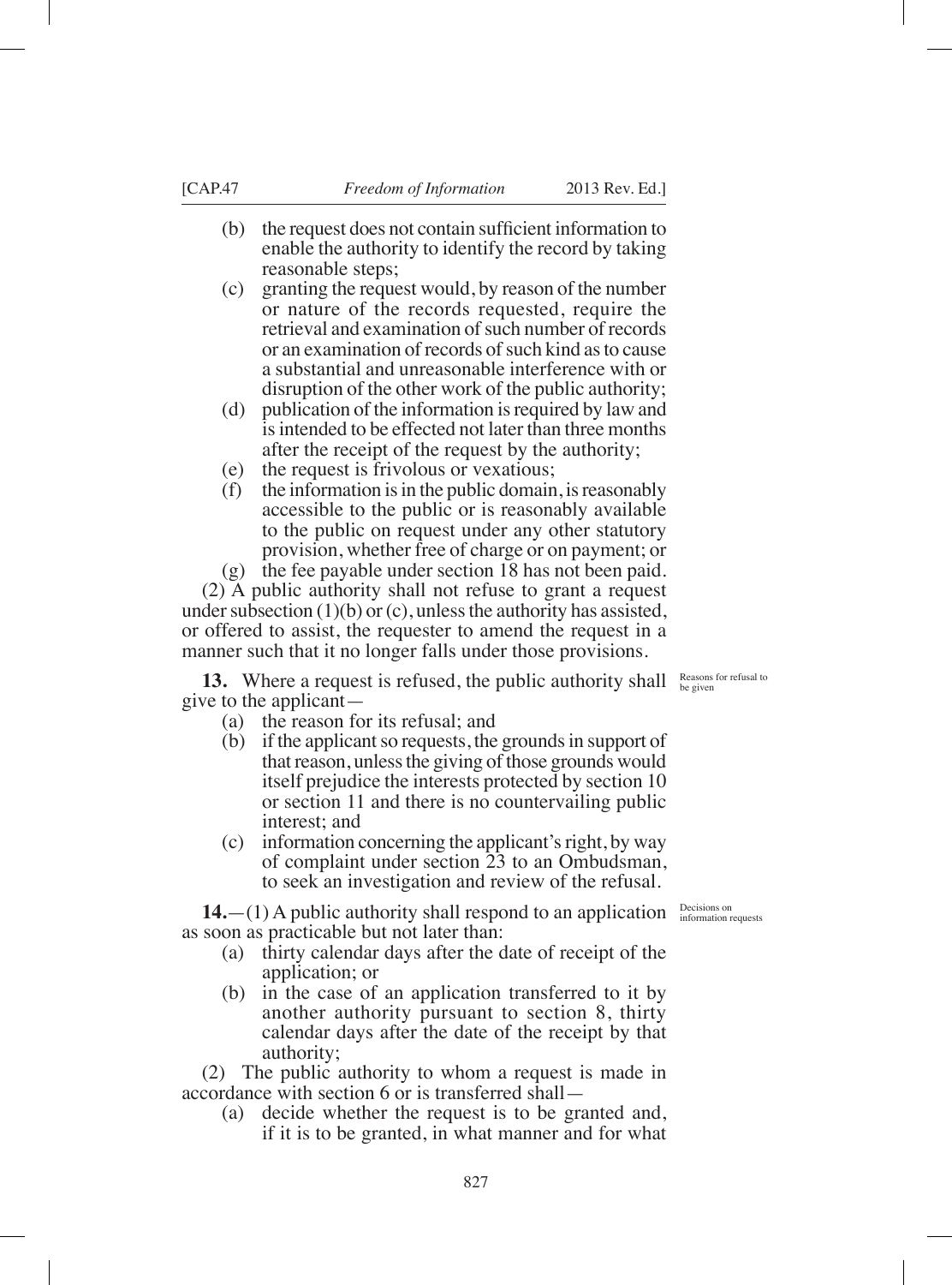(b) the request does not contain sufficient information to enable the authority to identify the record by taking reasonable steps;

(c) granting the request would, by reason of the number or nature of the records requested, require the retrieval and examination of such number of records or an examination of records of such kind as to cause a substantial and unreasonable interference with or disruption of the other work of the public authority;

(d) publication of the information is required by law and is intended to be effected not later than three months after the receipt of the request by the authority;

(e) the request is frivolous or vexatious;

(f) the information is in the public domain, is reasonably accessible to the public or is reasonably available to the public on request under any other statutory provision, whether free of charge or on payment; or

(g) the fee payable under section 18 has not been paid.

(2) A public authority shall not refuse to grant a request under subsection (1)(b) or (c), unless the authority has assisted, or offered to assist, the requester to amend the request in a manner such that it no longer falls under those provisions.

*Reasons for refusal to be given*

**13.** Where a request is refused, the public authority shall give to the applicant—

(a) the reason for its refusal; and

(b) if the applicant so requests, the grounds in support of that reason, unless the giving of those grounds would itself prejudice the interests protected by section 10 or section 11 and there is no countervailing public interest; and

(c) information concerning the applicant's right, by way of complaint under section 23 to an Ombudsman, to seek an investigation and review of the refusal.

*Decisions on information requests*

**14.**—(1) A public authority shall respond to an application as soon as practicable but not later than:

(a) thirty calendar days after the date of receipt of the application; or

(b) in the case of an application transferred to it by another authority pursuant to section 8, thirty calendar days after the date of the receipt by that authority;

(2) The public authority to whom a request is made in accordance with section 6 or is transferred shall—

(a) decide whether the request is to be granted and, if it is to be granted, in what manner and for what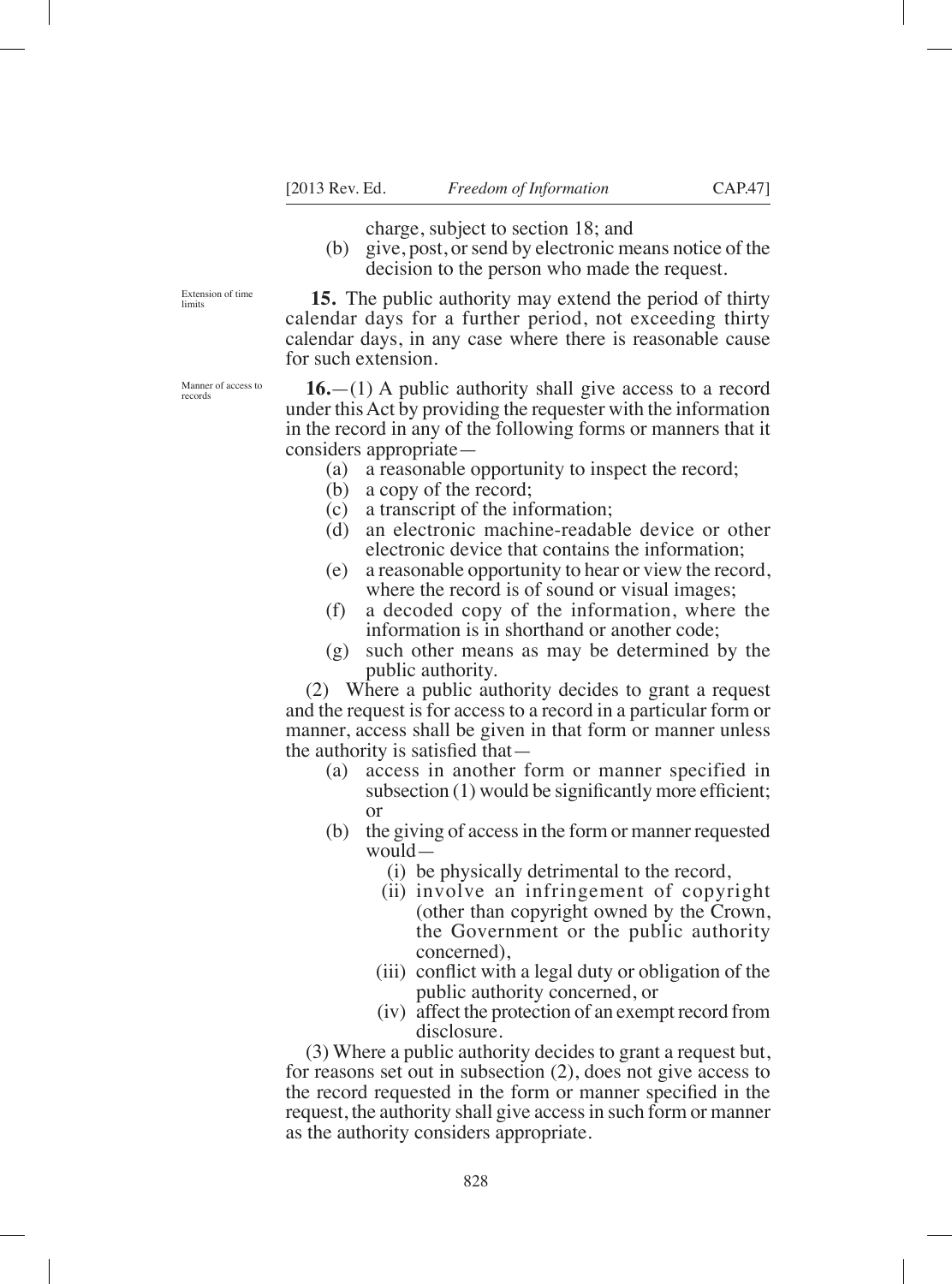charge, subject to section 18; and

(b) give, post, or send by electronic means notice of the decision to the person who made the request.

Extension of time limits

**15.** The public authority may extend the period of thirty calendar days for a further period, not exceeding thirty calendar days, in any case where there is reasonable cause for such extension.

Manner of access to records

**16.**—(1) A public authority shall give access to a record under this Act by providing the requester with the information in the record in any of the following forms or manners that it considers appropriate—

(a) a reasonable opportunity to inspect the record;

(b) a copy of the record;

(c) a transcript of the information;

(d) an electronic machine-readable device or other electronic device that contains the information;

(e) a reasonable opportunity to hear or view the record, where the record is of sound or visual images;

(f) a decoded copy of the information, where the information is in shorthand or another code;

(g) such other means as may be determined by the public authority.

(2) Where a public authority decides to grant a request and the request is for access to a record in a particular form or manner, access shall be given in that form or manner unless the authority is satisfied that—

(a) access in another form or manner specified in subsection (1) would be significantly more efficient; or

(b) the giving of access in the form or manner requested would—

(i) be physically detrimental to the record,

(ii) involve an infringement of copyright (other than copyright owned by the Crown, the Government or the public authority concerned),

(iii) conflict with a legal duty or obligation of the public authority concerned, or

(iv) affect the protection of an exempt record from disclosure.

(3) Where a public authority decides to grant a request but, for reasons set out in subsection (2), does not give access to the record requested in the form or manner specified in the request, the authority shall give access in such form or manner as the authority considers appropriate.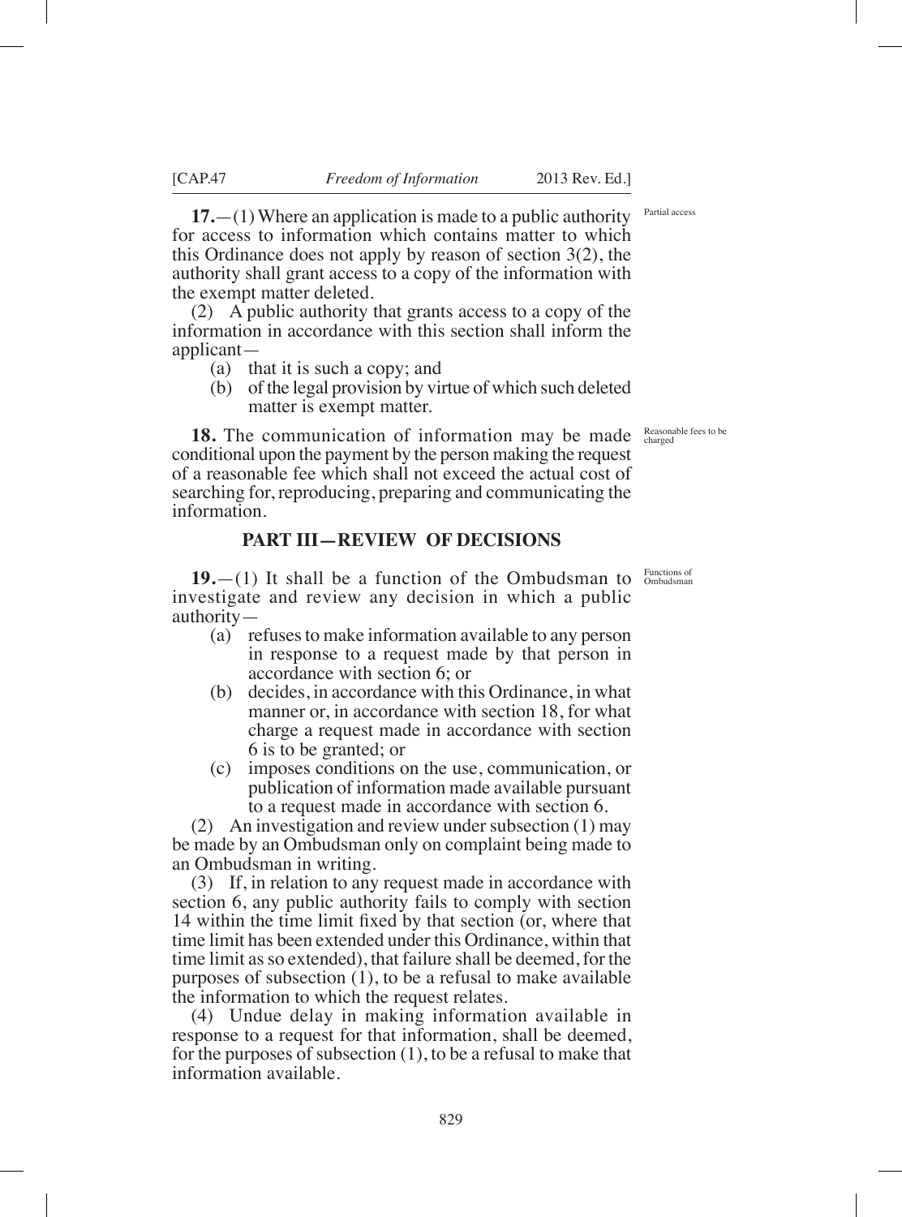**17.**—(1) Where an application is made to a public authority for access to information which contains matter to which this Ordinance does not apply by reason of section 3(2), the authority shall grant access to a copy of the information with the exempt matter deleted.

Partial access

(2) A public authority that grants access to a copy of the information in accordance with this section shall inform the applicant—

(a) that it is such a copy; and

(b) of the legal provision by virtue of which such deleted matter is exempt matter.

**18.** The communication of information may be made conditional upon the payment by the person making the request of a reasonable fee which shall not exceed the actual cost of searching for, reproducing, preparing and communicating the information.

Reasonable fees to be charged

## PART III—REVIEW OF DECISIONS

**19.**—(1) It shall be a function of the Ombudsman to investigate and review any decision in which a public authority—

Functions of Ombudsman

(a) refuses to make information available to any person in response to a request made by that person in accordance with section 6; or

(b) decides, in accordance with this Ordinance, in what manner or, in accordance with section 18, for what charge a request made in accordance with section 6 is to be granted; or

(c) imposes conditions on the use, communication, or publication of information made available pursuant to a request made in accordance with section 6.

(2) An investigation and review under subsection (1) may be made by an Ombudsman only on complaint being made to an Ombudsman in writing.

(3) If, in relation to any request made in accordance with section 6, any public authority fails to comply with section 14 within the time limit fixed by that section (or, where that time limit has been extended under this Ordinance, within that time limit as so extended), that failure shall be deemed, for the purposes of subsection (1), to be a refusal to make available the information to which the request relates.

(4) Undue delay in making information available in response to a request for that information, shall be deemed, for the purposes of subsection (1), to be a refusal to make that information available.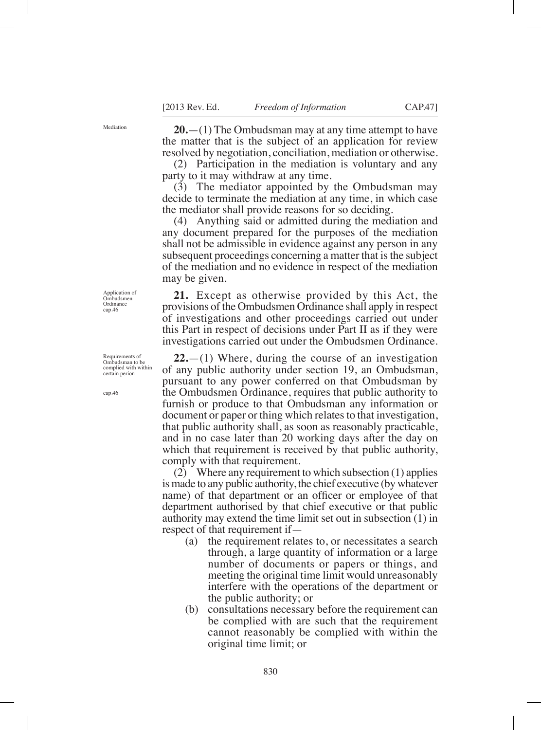Mediation

**20.**—(1) The Ombudsman may at any time attempt to have the matter that is the subject of an application for review resolved by negotiation, conciliation, mediation or otherwise.

(2) Participation in the mediation is voluntary and any party to it may withdraw at any time.

(3) The mediator appointed by the Ombudsman may decide to terminate the mediation at any time, in which case the mediator shall provide reasons for so deciding.

(4) Anything said or admitted during the mediation and any document prepared for the purposes of the mediation shall not be admissible in evidence against any person in any subsequent proceedings concerning a matter that is the subject of the mediation and no evidence in respect of the mediation may be given.

Application of Ombudsmen Ordinance cap.46

**21.** Except as otherwise provided by this Act, the provisions of the Ombudsmen Ordinance shall apply in respect of investigations and other proceedings carried out under this Part in respect of decisions under Part II as if they were investigations carried out under the Ombudsmen Ordinance.

Requirements of Ombudsman to be complied with within certain perion

cap.46

**22.**—(1) Where, during the course of an investigation of any public authority under section 19, an Ombudsman, pursuant to any power conferred on that Ombudsman by the Ombudsmen Ordinance, requires that public authority to furnish or produce to that Ombudsman any information or document or paper or thing which relates to that investigation, that public authority shall, as soon as reasonably practicable, and in no case later than 20 working days after the day on which that requirement is received by that public authority, comply with that requirement.

(2) Where any requirement to which subsection (1) applies is made to any public authority, the chief executive (by whatever name) of that department or an officer or employee of that department authorised by that chief executive or that public authority may extend the time limit set out in subsection (1) in respect of that requirement if—

- (a) the requirement relates to, or necessitates a search through, a large quantity of information or a large number of documents or papers or things, and meeting the original time limit would unreasonably interfere with the operations of the department or the public authority; or
- (b) consultations necessary before the requirement can be complied with are such that the requirement cannot reasonably be complied with within the original time limit; or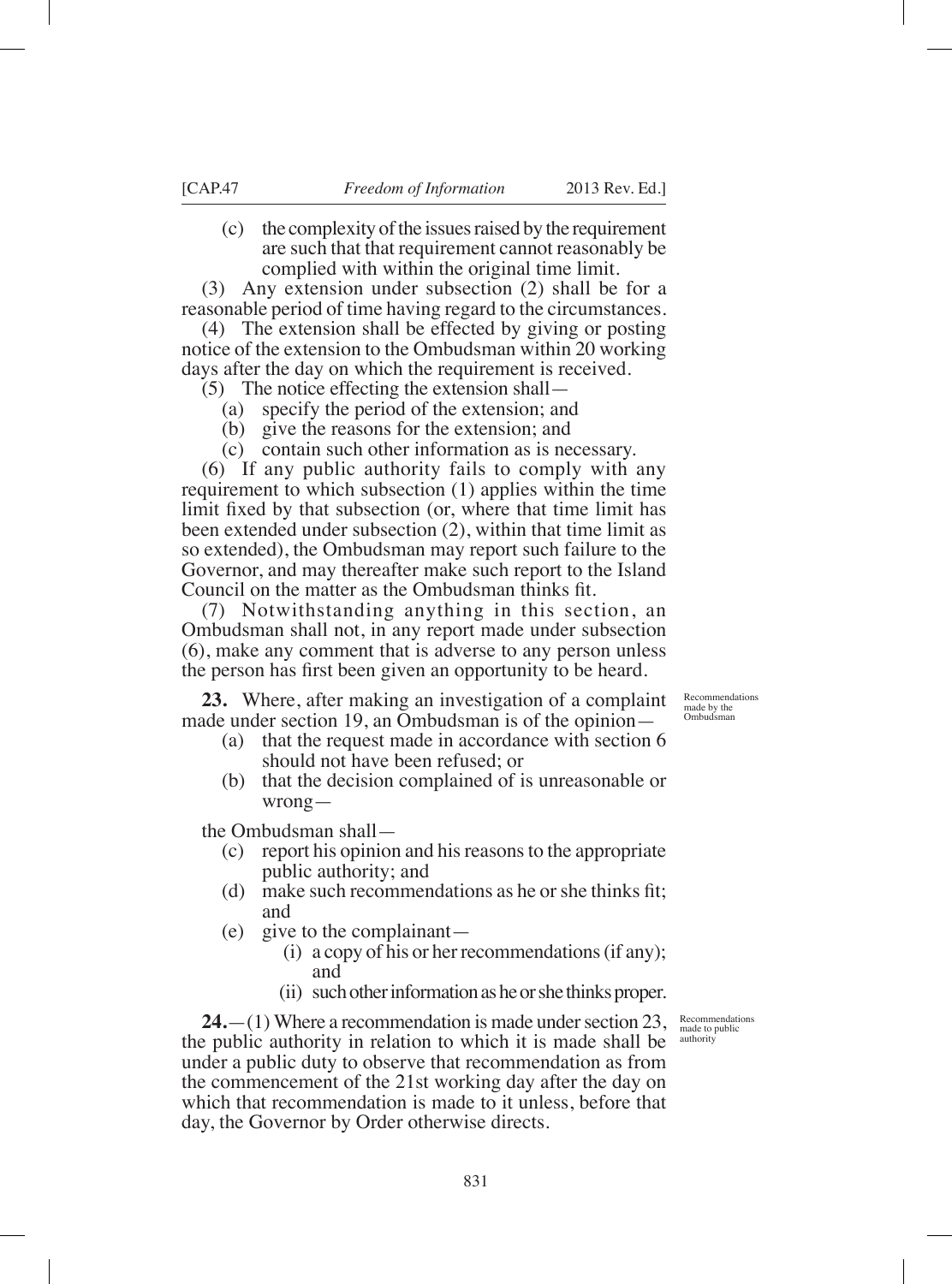(c) the complexity of the issues raised by the requirement are such that that requirement cannot reasonably be complied with within the original time limit.

(3) Any extension under subsection (2) shall be for a reasonable period of time having regard to the circumstances.

(4) The extension shall be effected by giving or posting notice of the extension to the Ombudsman within 20 working days after the day on which the requirement is received.

(5) The notice effecting the extension shall—

(a) specify the period of the extension; and

(b) give the reasons for the extension; and

(c) contain such other information as is necessary.

(6) If any public authority fails to comply with any requirement to which subsection (1) applies within the time limit fixed by that subsection (or, where that time limit has been extended under subsection (2), within that time limit as so extended), the Ombudsman may report such failure to the Governor, and may thereafter make such report to the Island Council on the matter as the Ombudsman thinks fit.

(7) Notwithstanding anything in this section, an Ombudsman shall not, in any report made under subsection (6), make any comment that is adverse to any person unless the person has first been given an opportunity to be heard.

Recommendations made by the Ombudsman

**23.** Where, after making an investigation of a complaint made under section 19, an Ombudsman is of the opinion—

(a) that the request made in accordance with section 6 should not have been refused; or

(b) that the decision complained of is unreasonable or wrong—

the Ombudsman shall—

(c) report his opinion and his reasons to the appropriate public authority; and

(d) make such recommendations as he or she thinks fit; and

(e) give to the complainant—

(i) a copy of his or her recommendations (if any); and

(ii) such other information as he or she thinks proper.

Recommendations made to public authority

**24.**—(1) Where a recommendation is made under section 23, the public authority in relation to which it is made shall be under a public duty to observe that recommendation as from the commencement of the 21st working day after the day on which that recommendation is made to it unless, before that day, the Governor by Order otherwise directs.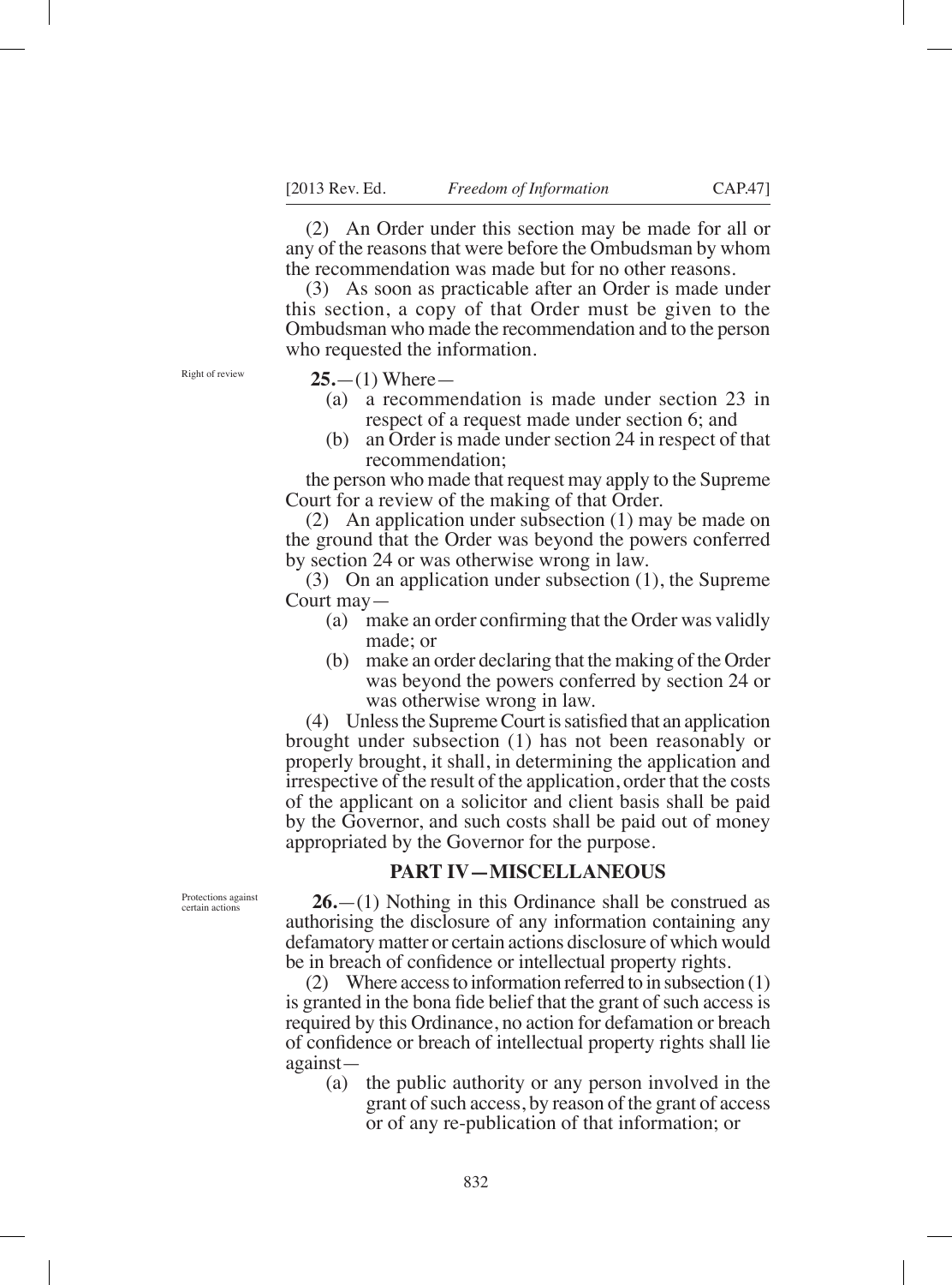(2) An Order under this section may be made for all or any of the reasons that were before the Ombudsman by whom the recommendation was made but for no other reasons.

(3) As soon as practicable after an Order is made under this section, a copy of that Order must be given to the Ombudsman who made the recommendation and to the person who requested the information.

Right of review

**25.**—(1) Where—

(a) a recommendation is made under section 23 in respect of a request made under section 6; and

(b) an Order is made under section 24 in respect of that recommendation;

the person who made that request may apply to the Supreme Court for a review of the making of that Order.

(2) An application under subsection (1) may be made on the ground that the Order was beyond the powers conferred by section 24 or was otherwise wrong in law.

(3) On an application under subsection (1), the Supreme Court may—

(a) make an order confirming that the Order was validly made; or

(b) make an order declaring that the making of the Order was beyond the powers conferred by section 24 or was otherwise wrong in law.

(4) Unless the Supreme Court is satisfied that an application brought under subsection (1) has not been reasonably or properly brought, it shall, in determining the application and irrespective of the result of the application, order that the costs of the applicant on a solicitor and client basis shall be paid by the Governor, and such costs shall be paid out of money appropriated by the Governor for the purpose.

## PART IV—MISCELLANEOUS

Protections against certain actions

**26.**—(1) Nothing in this Ordinance shall be construed as authorising the disclosure of any information containing any defamatory matter or certain actions disclosure of which would be in breach of confidence or intellectual property rights.

(2) Where access to information referred to in subsection (1) is granted in the bona fide belief that the grant of such access is required by this Ordinance, no action for defamation or breach of confidence or breach of intellectual property rights shall lie against—

(a) the public authority or any person involved in the grant of such access, by reason of the grant of access or of any re-publication of that information; or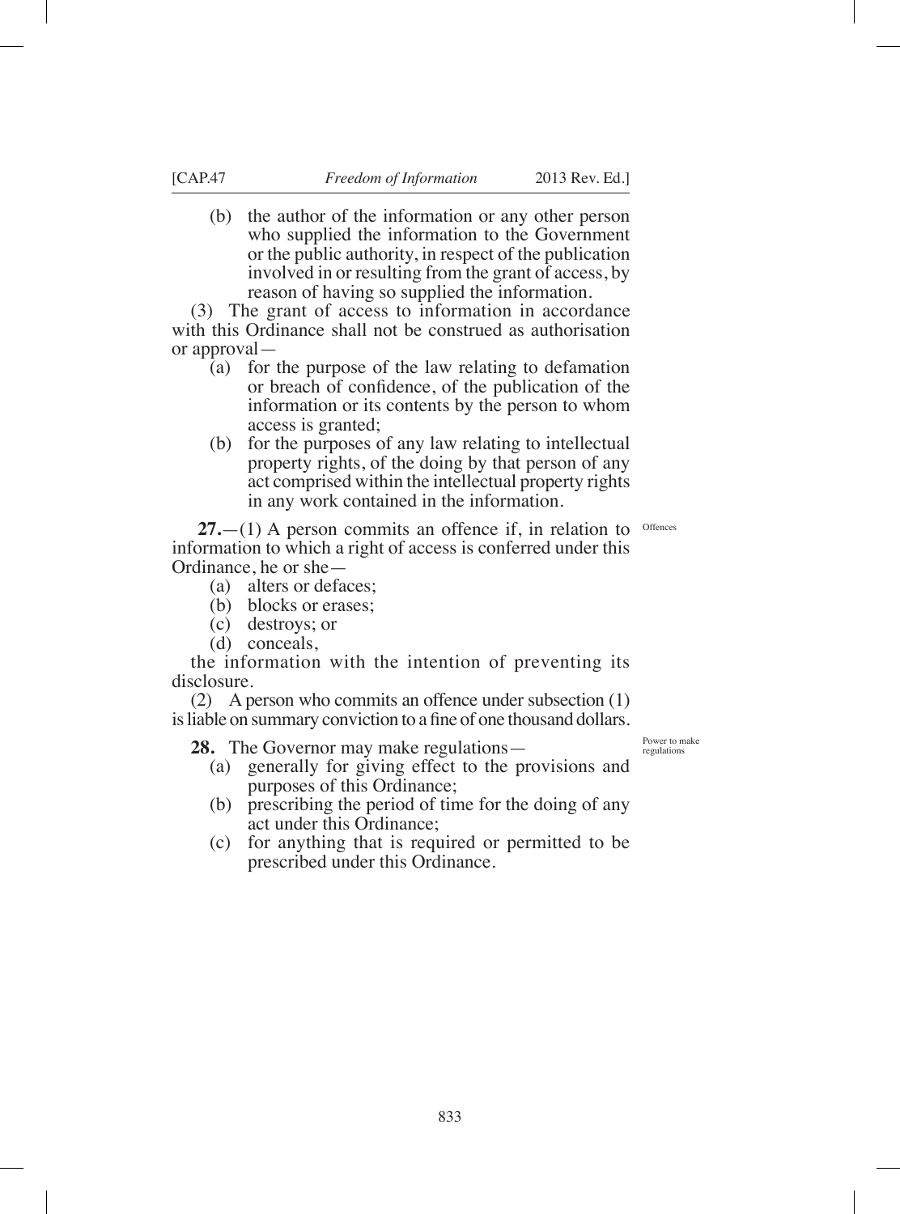(b) the author of the information or any other person who supplied the information to the Government or the public authority, in respect of the publication involved in or resulting from the grant of access, by reason of having so supplied the information.

(3) The grant of access to information in accordance with this Ordinance shall not be construed as authorisation or approval—

(a) for the purpose of the law relating to defamation or breach of confidence, of the publication of the information or its contents by the person to whom access is granted;

(b) for the purposes of any law relating to intellectual property rights, of the doing by that person of any act comprised within the intellectual property rights in any work contained in the information.

Offences

**27.**—(1) A person commits an offence if, in relation to information to which a right of access is conferred under this Ordinance, he or she—

(a) alters or defaces;

(b) blocks or erases;

(c) destroys; or

(d) conceals,

the information with the intention of preventing its disclosure.

(2) A person who commits an offence under subsection (1) is liable on summary conviction to a fine of one thousand dollars.

Power to make regulations

**28.** The Governor may make regulations—

(a) generally for giving effect to the provisions and purposes of this Ordinance;

(b) prescribing the period of time for the doing of any act under this Ordinance;

(c) for anything that is required or permitted to be prescribed under this Ordinance.